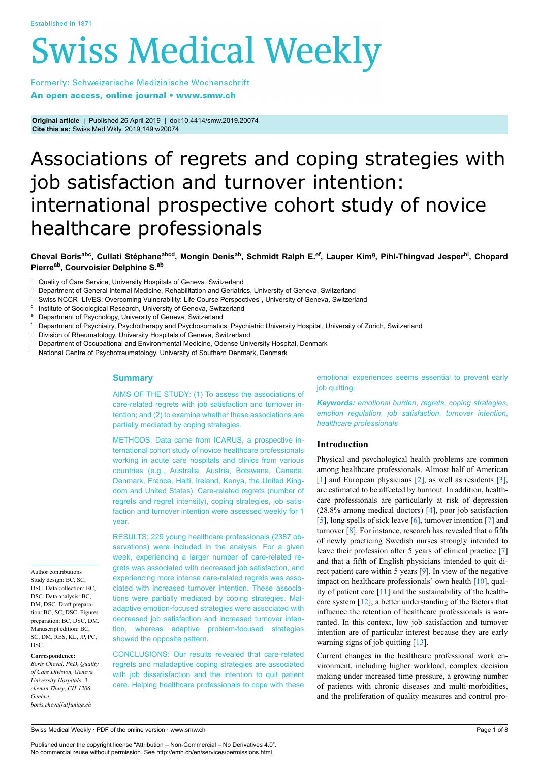Established in 1871

# Swiss Medical Weekly

Formerly: Schweizerische Medizinische Wochenschrift
**An open access, online journal • www.smw.ch**

**Original article** | Published 26 April 2019 | doi:10.4414/smw.2019.20074
**Cite this as:** Swiss Med Wkly. 2019;149:w20074

# Associations of regrets and coping strategies with job satisfaction and turnover intention: international prospective cohort study of novice healthcare professionals

**Cheval Boris[abc], Cullati Stéphane[abcd], Mongin Denis[ab], Schmidt Ralph E.[ef], Lauper Kim[g], Pihl-Thingvad Jesper[hi], Chopard Pierre[ab], Courvoisier Delphine S.[ab]**

[a] Quality of Care Service, University Hospitals of Geneva, Switzerland
[b] Department of General Internal Medicine, Rehabilitation and Geriatrics, University of Geneva, Switzerland
[c] Swiss NCCR "LIVES: Overcoming Vulnerability: Life Course Perspectives", University of Geneva, Switzerland
[d] Institute of Sociological Research, University of Geneva, Switzerland
[e] Department of Psychology, University of Geneva, Switzerland
[f] Department of Psychiatry, Psychotherapy and Psychosomatics, Psychiatric University Hospital, University of Zurich, Switzerland
[g] Division of Rheumatology, University Hospitals of Geneva, Switzerland
[h] Department of Occupational and Environmental Medicine, Odense University Hospital, Denmark
[i] National Centre of Psychotraumatology, University of Southern Denmark, Denmark

## Summary

AIMS OF THE STUDY: (1) To assess the associations of care-related regrets with job satisfaction and turnover intention; and (2) to examine whether these associations are partially mediated by coping strategies.

METHODS: Data came from ICARUS, a prospective international cohort study of novice healthcare professionals working in acute care hospitals and clinics from various countries (e.g., Australia, Austria, Botswana, Canada, Denmark, France, Haiti, Ireland, Kenya, the United Kingdom and United States). Care-related regrets (number of regrets and regret intensity), coping strategies, job satisfaction and turnover intention were assessed weekly for 1 year.

RESULTS: 229 young healthcare professionals (2387 observations) were included in the analysis. For a given week, experiencing a larger number of care-related regrets was associated with decreased job satisfaction, and experiencing more intense care-related regrets was associated with increased turnover intention. These associations were partially mediated by coping strategies. Maladaptive emotion-focused strategies were associated with decreased job satisfaction and increased turnover intention, whereas adaptive problem-focused strategies showed the opposite pattern.

CONCLUSIONS: Our results revealed that care-related regrets and maladaptive coping strategies are associated with job dissatisfaction and the intention to quit patient care. Helping healthcare professionals to cope with these emotional experiences seems essential to prevent early job quitting.

***Keywords:** emotional burden, regrets, coping strategies, emotion regulation, job satisfaction, turnover intention, healthcare professionals*

## Introduction

Physical and psychological health problems are common among healthcare professionals. Almost half of American [1] and European physicians [2], as well as residents [3], are estimated to be affected by burnout. In addition, healthcare professionals are particularly at risk of depression (28.8% among medical doctors) [4], poor job satisfaction [5], long spells of sick leave [6], turnover intention [7] and turnover [8]. For instance, research has revealed that a fifth of newly practicing Swedish nurses strongly intended to leave their profession after 5 years of clinical practice [7] and that a fifth of English physicians intended to quit direct patient care within 5 years [9]. In view of the negative impact on healthcare professionals' own health [10], quality of patient care [11] and the sustainability of the healthcare system [12], a better understanding of the factors that influence the retention of healthcare professionals is warranted. In this context, low job satisfaction and turnover intention are of particular interest because they are early warning signs of job quitting [13].

Current changes in the healthcare professional work environment, including higher workload, complex decision making under increased time pressure, a growing number of patients with chronic diseases and multi-morbidities, and the proliferation of quality measures and control pro-

Author contributions
Study design: BC, SC, DSC. Data collection: BC, DSC. Data analysis: BC, DM, DSC. Draft preparation: BC, SC, DSC. Figures preparation: BC, DSC, DM. Manuscript edition: BC, SC, DM, RES, KL, JP, PC, DSC.

**Correspondence:**
*Boris Cheval, PhD, Quality of Care Division, Geneva University Hospitals, 3 chemin Thury, CH-1206 Genève, boris.cheval[at]unige.ch*

Published under the copyright license "Attribution – Non-Commercial – No Derivatives 4.0". No commercial reuse without permission. See http://emh.ch/en/services/permissions.html.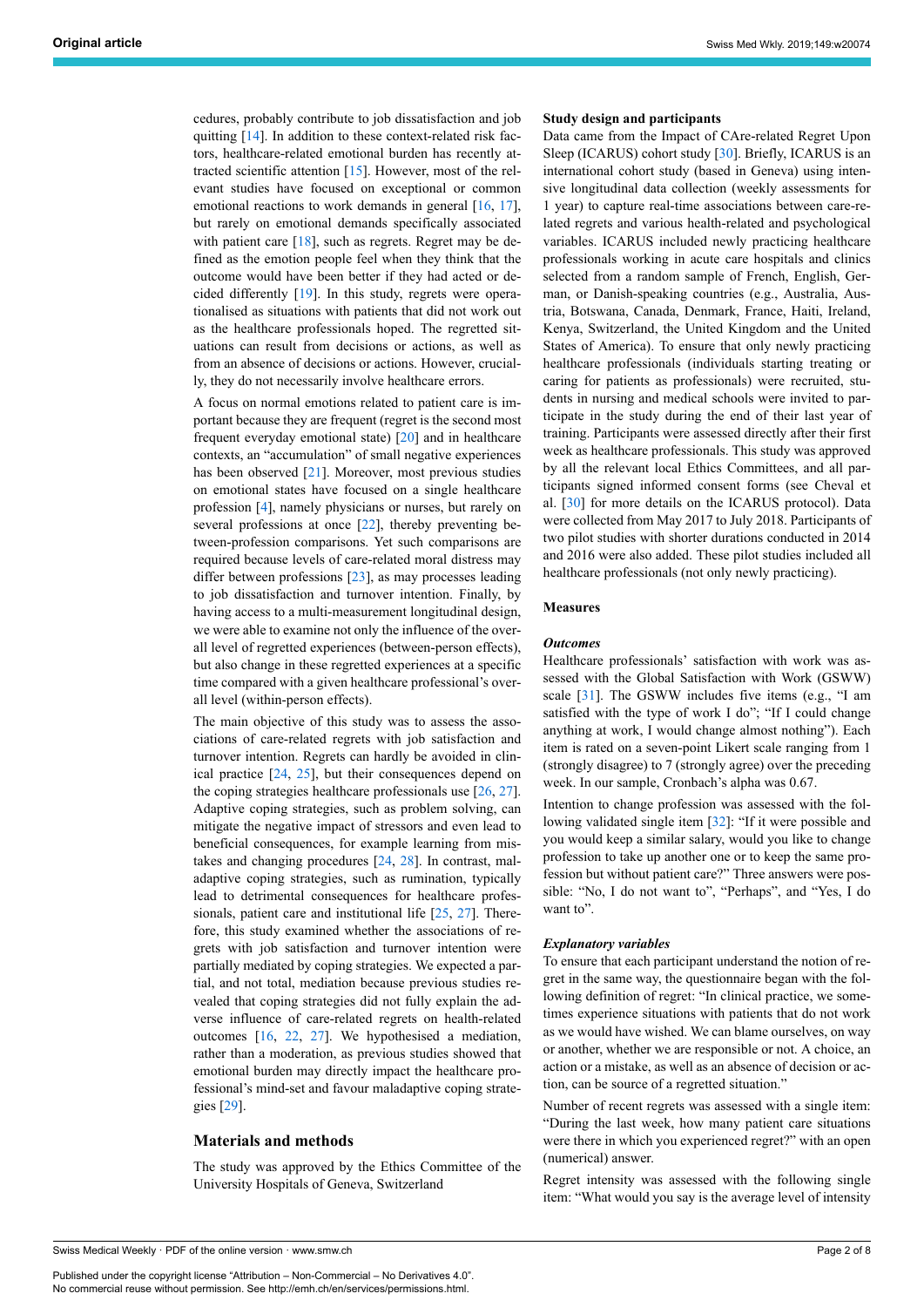cedures, probably contribute to job dissatisfaction and job quitting [14]. In addition to these context-related risk factors, healthcare-related emotional burden has recently attracted scientific attention [15]. However, most of the relevant studies have focused on exceptional or common emotional reactions to work demands in general [16, 17], but rarely on emotional demands specifically associated with patient care [18], such as regrets. Regret may be defined as the emotion people feel when they think that the outcome would have been better if they had acted or decided differently [19]. In this study, regrets were operationalised as situations with patients that did not work out as the healthcare professionals hoped. The regretted situations can result from decisions or actions, as well as from an absence of decisions or actions. However, crucially, they do not necessarily involve healthcare errors.

A focus on normal emotions related to patient care is important because they are frequent (regret is the second most frequent everyday emotional state) [20] and in healthcare contexts, an "accumulation" of small negative experiences has been observed [21]. Moreover, most previous studies on emotional states have focused on a single healthcare profession [4], namely physicians or nurses, but rarely on several professions at once [22], thereby preventing between-profession comparisons. Yet such comparisons are required because levels of care-related moral distress may differ between professions [23], as may processes leading to job dissatisfaction and turnover intention. Finally, by having access to a multi-measurement longitudinal design, we were able to examine not only the influence of the overall level of regretted experiences (between-person effects), but also change in these regretted experiences at a specific time compared with a given healthcare professional's overall level (within-person effects).

The main objective of this study was to assess the associations of care-related regrets with job satisfaction and turnover intention. Regrets can hardly be avoided in clinical practice [24, 25], but their consequences depend on the coping strategies healthcare professionals use [26, 27]. Adaptive coping strategies, such as problem solving, can mitigate the negative impact of stressors and even lead to beneficial consequences, for example learning from mistakes and changing procedures [24, 28]. In contrast, maladaptive coping strategies, such as rumination, typically lead to detrimental consequences for healthcare professionals, patient care and institutional life [25, 27]. Therefore, this study examined whether the associations of regrets with job satisfaction and turnover intention were partially mediated by coping strategies. We expected a partial, and not total, mediation because previous studies revealed that coping strategies did not fully explain the adverse influence of care-related regrets on health-related outcomes [16, 22, 27]. We hypothesised a mediation, rather than a moderation, as previous studies showed that emotional burden may directly impact the healthcare professional's mind-set and favour maladaptive coping strategies [29].

## Materials and methods

The study was approved by the Ethics Committee of the University Hospitals of Geneva, Switzerland

### Study design and participants

Data came from the Impact of CAre-related Regret Upon Sleep (ICARUS) cohort study [30]. Briefly, ICARUS is an international cohort study (based in Geneva) using intensive longitudinal data collection (weekly assessments for 1 year) to capture real-time associations between care-related regrets and various health-related and psychological variables. ICARUS included newly practicing healthcare professionals working in acute care hospitals and clinics selected from a random sample of French, English, German, or Danish-speaking countries (e.g., Australia, Austria, Botswana, Canada, Denmark, France, Haiti, Ireland, Kenya, Switzerland, the United Kingdom and the United States of America). To ensure that only newly practicing healthcare professionals (individuals starting treating or caring for patients as professionals) were recruited, students in nursing and medical schools were invited to participate in the study during the end of their last year of training. Participants were assessed directly after their first week as healthcare professionals. This study was approved by all the relevant local Ethics Committees, and all participants signed informed consent forms (see Cheval et al. [30] for more details on the ICARUS protocol). Data were collected from May 2017 to July 2018. Participants of two pilot studies with shorter durations conducted in 2014 and 2016 were also added. These pilot studies included all healthcare professionals (not only newly practicing).

### Measures

#### *Outcomes*

Healthcare professionals' satisfaction with work was assessed with the Global Satisfaction with Work (GSWW) scale [31]. The GSWW includes five items (e.g., "I am satisfied with the type of work I do"; "If I could change anything at work, I would change almost nothing"). Each item is rated on a seven-point Likert scale ranging from 1 (strongly disagree) to 7 (strongly agree) over the preceding week. In our sample, Cronbach's alpha was 0.67.

Intention to change profession was assessed with the following validated single item [32]: "If it were possible and you would keep a similar salary, would you like to change profession to take up another one or to keep the same profession but without patient care?" Three answers were possible: "No, I do not want to", "Perhaps", and "Yes, I do want to".

#### *Explanatory variables*

To ensure that each participant understand the notion of regret in the same way, the questionnaire began with the following definition of regret: "In clinical practice, we sometimes experience situations with patients that do not work as we would have wished. We can blame ourselves, on way or another, whether we are responsible or not. A choice, an action or a mistake, as well as an absence of decision or action, can be source of a regretted situation."

Number of recent regrets was assessed with a single item: "During the last week, how many patient care situations were there in which you experienced regret?" with an open (numerical) answer.

Regret intensity was assessed with the following single item: "What would you say is the average level of intensity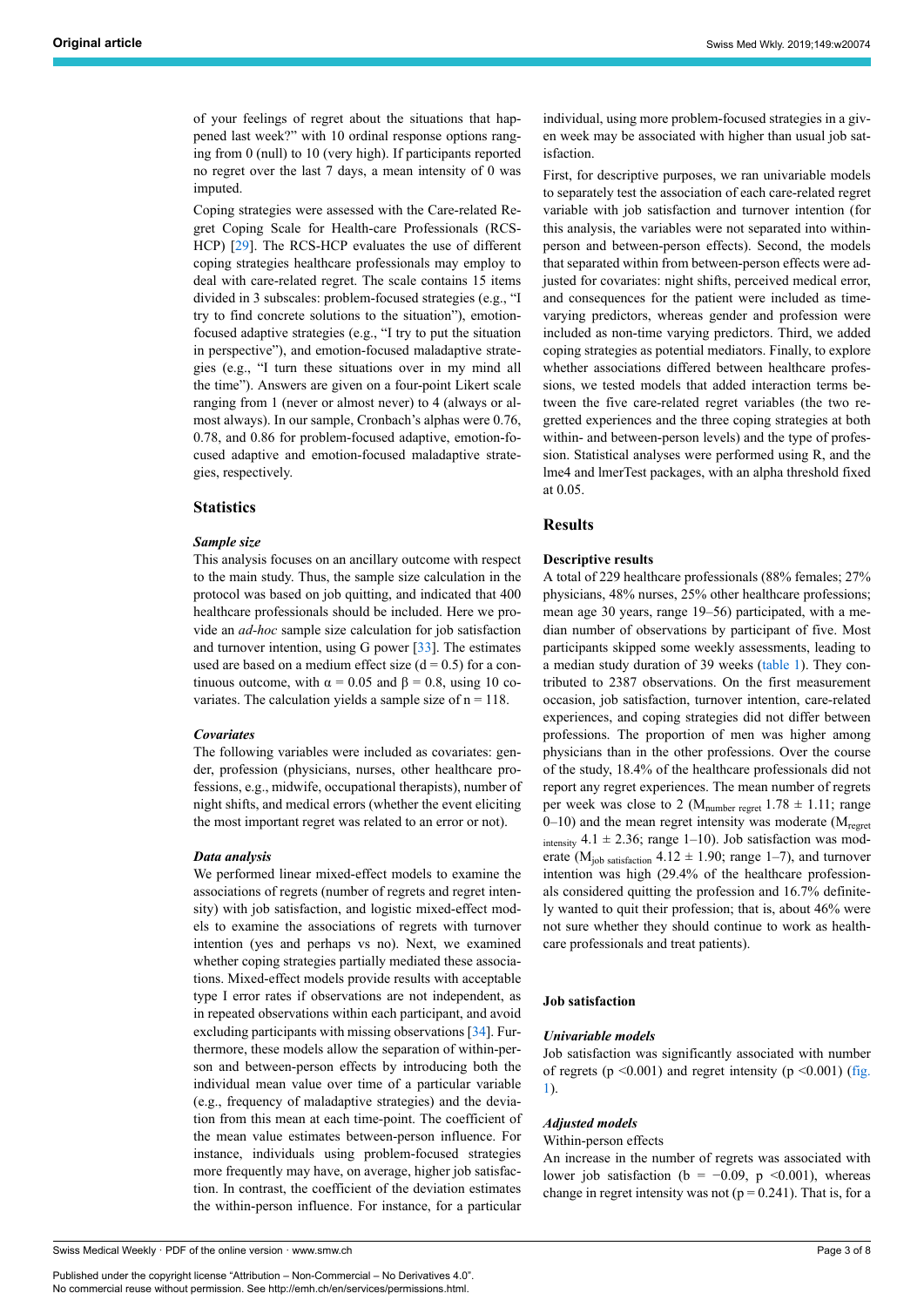of your feelings of regret about the situations that happened last week?" with 10 ordinal response options ranging from 0 (null) to 10 (very high). If participants reported no regret over the last 7 days, a mean intensity of 0 was imputed.

Coping strategies were assessed with the Care-related Regret Coping Scale for Health-care Professionals (RCS-HCP) [29]. The RCS-HCP evaluates the use of different coping strategies healthcare professionals may employ to deal with care-related regret. The scale contains 15 items divided in 3 subscales: problem-focused strategies (e.g., "I try to find concrete solutions to the situation"), emotion-focused adaptive strategies (e.g., "I try to put the situation in perspective"), and emotion-focused maladaptive strategies (e.g., "I turn these situations over in my mind all the time"). Answers are given on a four-point Likert scale ranging from 1 (never or almost never) to 4 (always or almost always). In our sample, Cronbach's alphas were 0.76, 0.78, and 0.86 for problem-focused adaptive, emotion-focused adaptive and emotion-focused maladaptive strategies, respectively.

## Statistics

### *Sample size*

This analysis focuses on an ancillary outcome with respect to the main study. Thus, the sample size calculation in the protocol was based on job quitting, and indicated that 400 healthcare professionals should be included. Here we provide an *ad-hoc* sample size calculation for job satisfaction and turnover intention, using G power [33]. The estimates used are based on a medium effect size ($d = 0.5$) for a continuous outcome, with $\alpha = 0.05$ and $\beta = 0.8$, using 10 covariates. The calculation yields a sample size of $n = 118$.

### *Covariates*

The following variables were included as covariates: gender, profession (physicians, nurses, other healthcare professions, e.g., midwife, occupational therapists), number of night shifts, and medical errors (whether the event eliciting the most important regret was related to an error or not).

### *Data analysis*

We performed linear mixed-effect models to examine the associations of regrets (number of regrets and regret intensity) with job satisfaction, and logistic mixed-effect models to examine the associations of regrets with turnover intention (yes and perhaps vs no). Next, we examined whether coping strategies partially mediated these associations. Mixed-effect models provide results with acceptable type I error rates if observations are not independent, as in repeated observations within each participant, and avoid excluding participants with missing observations [34]. Furthermore, these models allow the separation of within-person and between-person effects by introducing both the individual mean value over time of a particular variable (e.g., frequency of maladaptive strategies) and the deviation from this mean at each time-point. The coefficient of the mean value estimates between-person influence. For instance, individuals using problem-focused strategies more frequently may have, on average, higher job satisfaction. In contrast, the coefficient of the deviation estimates the within-person influence. For instance, for a particular individual, using more problem-focused strategies in a given week may be associated with higher than usual job satisfaction.

First, for descriptive purposes, we ran univariable models to separately test the association of each care-related regret variable with job satisfaction and turnover intention (for this analysis, the variables were not separated into within-person and between-person effects). Second, the models that separated within from between-person effects were adjusted for covariates: night shifts, perceived medical error, and consequences for the patient were included as time-varying predictors, whereas gender and profession were included as non-time varying predictors. Third, we added coping strategies as potential mediators. Finally, to explore whether associations differed between healthcare professions, we tested models that added interaction terms between the five care-related regret variables (the two regretted experiences and the three coping strategies at both within- and between-person levels) and the type of profession. Statistical analyses were performed using R, and the lme4 and lmerTest packages, with an alpha threshold fixed at 0.05.

## Results

### Descriptive results

A total of 229 healthcare professionals (88% females; 27% physicians, 48% nurses, 25% other healthcare professions; mean age 30 years, range 19–56) participated, with a median number of observations by participant of five. Most participants skipped some weekly assessments, leading to a median study duration of 39 weeks (table 1). They contributed to 2387 observations. On the first measurement occasion, job satisfaction, turnover intention, care-related experiences, and coping strategies did not differ between professions. The proportion of men was higher among physicians than in the other professions. Over the course of the study, 18.4% of the healthcare professionals did not report any regret experiences. The mean number of regrets per week was close to 2 ($M_{\text{number regret}}$ 1.78 ± 1.11; range 0–10) and the mean regret intensity was moderate ($M_{\text{regret intensity}}$ 4.1 ± 2.36; range 1–10). Job satisfaction was moderate ($M_{\text{job satisfaction}}$ 4.12 ± 1.90; range 1–7), and turnover intention was high (29.4% of the healthcare professionals considered quitting the profession and 16.7% definitely wanted to quit their profession; that is, about 46% were not sure whether they should continue to work as healthcare professionals and treat patients).

### Job satisfaction

#### *Univariable models*

Job satisfaction was significantly associated with number of regrets ($p < 0.001$) and regret intensity ($p < 0.001$) (fig. 1).

#### *Adjusted models*

Within-person effects

An increase in the number of regrets was associated with lower job satisfaction ($b = -0.09$, $p < 0.001$), whereas change in regret intensity was not ($p = 0.241$). That is, for a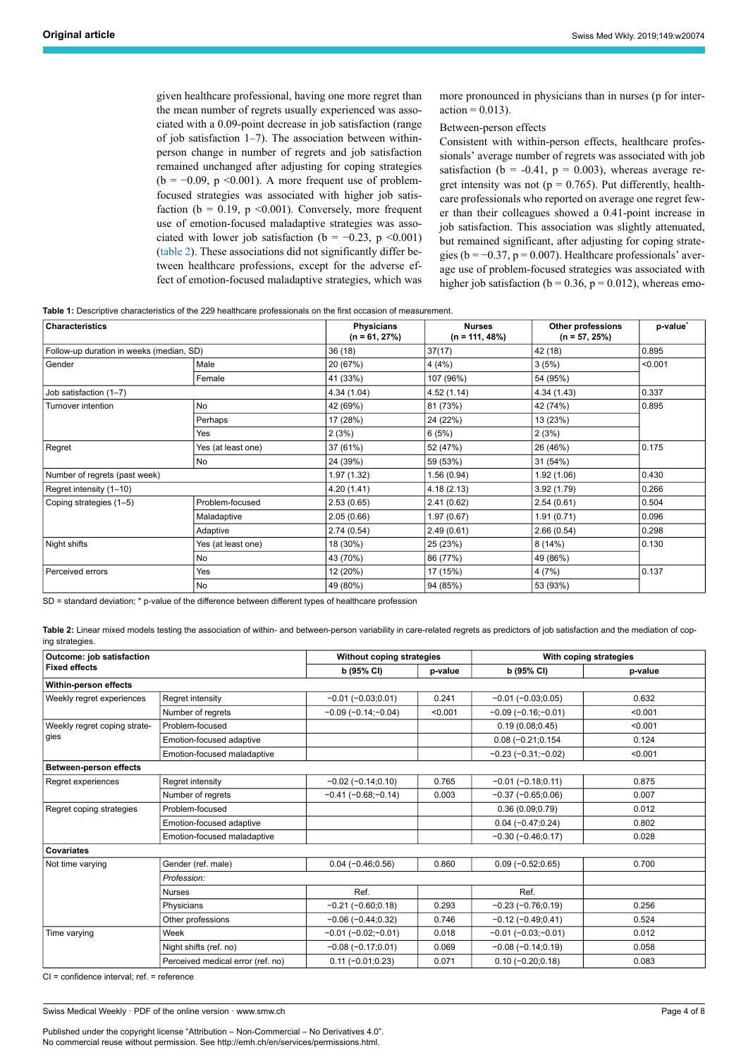given healthcare professional, having one more regret than the mean number of regrets usually experienced was associated with a 0.09-point decrease in job satisfaction (range of job satisfaction 1–7). The association between within-person change in number of regrets and job satisfaction remained unchanged after adjusting for coping strategies ($b = −0.09$, $p < 0.001$). A more frequent use of problem-focused strategies was associated with higher job satisfaction ($b = 0.19$, $p < 0.001$). Conversely, more frequent use of emotion-focused maladaptive strategies was associated with lower job satisfaction ($b = −0.23$, $p < 0.001$) (table 2). These associations did not significantly differ between healthcare professions, except for the adverse effect of emotion-focused maladaptive strategies, which was more pronounced in physicians than in nurses (p for interaction = 0.013).

Between-person effects

Consistent with within-person effects, healthcare professionals' average number of regrets was associated with job satisfaction ($b = -0.41$, $p = 0.003$), whereas average regret intensity was not ($p = 0.765$). Put differently, healthcare professionals who reported on average one regret fewer than their colleagues showed a 0.41-point increase in job satisfaction. This association was slightly attenuated, but remained significant, after adjusting for coping strategies ($b = −0.37$, $p = 0.007$). Healthcare professionals' average use of problem-focused strategies was associated with higher job satisfaction ($b = 0.36$, $p = 0.012$), whereas emo-

**Table 1:** Descriptive characteristics of the 229 healthcare professionals on the first occasion of measurement.

| Characteristics | | Physicians (n = 61, 27%) | Nurses (n = 111, 48%) | Other professions (n = 57, 25%) | p-value* |
|---|---|---|---|---|---|
| Follow-up duration in weeks (median, SD) | | 36 (18) | 37(17) | 42 (18) | 0.895 |
| Gender | Male | 20 (67%) | 4 (4%) | 3 (5%) | <0.001 |
| | Female | 41 (33%) | 107 (96%) | 54 (95%) | |
| Job satisfaction (1–7) | | 4.34 (1.04) | 4.52 (1.14) | 4.34 (1.43) | 0.337 |
| Turnover intention | No | 42 (69%) | 81 (73%) | 42 (74%) | 0.895 |
| | Perhaps | 17 (28%) | 24 (22%) | 13 (23%) | |
| | Yes | 2 (3%) | 6 (5%) | 2 (3%) | |
| Regret | Yes (at least one) | 37 (61%) | 52 (47%) | 26 (46%) | 0.175 |
| | No | 24 (39%) | 59 (53%) | 31 (54%) | |
| Number of regrets (past week) | | 1.97 (1.32) | 1.56 (0.94) | 1.92 (1.06) | 0.430 |
| Regret intensity (1–10) | | 4.20 (1.41) | 4.18 (2.13) | 3.92 (1.79) | 0.266 |
| Coping strategies (1–5) | Problem-focused | 2.53 (0.65) | 2.41 (0.62) | 2.54 (0.61) | 0.504 |
| | Maladaptive | 2.05 (0.66) | 1.97 (0.67) | 1.91 (0.71) | 0.096 |
| | Adaptive | 2.74 (0.54) | 2.49 (0.61) | 2.66 (0.54) | 0.298 |
| Night shifts | Yes (at least one) | 18 (30%) | 25 (23%) | 8 (14%) | 0.130 |
| | No | 43 (70%) | 86 (77%) | 49 (86%) | |
| Perceived errors | Yes | 12 (20%) | 17 (15%) | 4 (7%) | 0.137 |
| | No | 49 (80%) | 94 (85%) | 53 (93%) | |

SD = standard deviation; * p-value of the difference between different types of healthcare profession

**Table 2:** Linear mixed models testing the association of within- and between-person variability in care-related regrets as predictors of job satisfaction and the mediation of coping strategies.

| Outcome: job satisfaction Fixed effects | | Without coping strategies | | With coping strategies | |
|---|---|---|---|---|---|
| | | b (95% CI) | p-value | b (95% CI) | p-value |
| **Within-person effects** | | | | | |
| Weekly regret experiences | Regret intensity | −0.01 (−0.03;0.01) | 0.241 | −0.01 (−0.03;0.05) | 0.632 |
| | Number of regrets | −0.09 (−0.14;−0.04) | <0.001 | −0.09 (−0.16;−0.01) | <0.001 |
| Weekly regret coping strategies | Problem-focused | | | 0.19 (0.08;0.45) | <0.001 |
| | Emotion-focused adaptive | | | 0.08 (−0.21;0.154) | 0.124 |
| | Emotion-focused maladaptive | | | −0.23 (−0.31;−0.02) | <0.001 |
| **Between-person effects** | | | | | |
| Regret experiences | Regret intensity | −0.02 (−0.14;0.10) | 0.765 | −0.01 (−0.18;0.11) | 0.875 |
| | Number of regrets | −0.41 (−0.68;−0.14) | 0.003 | −0.37 (−0.65;0.06) | 0.007 |
| Regret coping strategies | Problem-focused | | | 0.36 (0.09;0.79) | 0.012 |
| | Emotion-focused adaptive | | | 0.04 (−0.47;0.24) | 0.802 |
| | Emotion-focused maladaptive | | | −0.30 (−0.46;0.17) | 0.028 |
| **Covariates** | | | | | |
| Not time varying | Gender (ref. male) | 0.04 (−0.46;0.56) | 0.860 | 0.09 (−0.52;0.65) | 0.700 |
| | *Profession:* | | | | |
| | Nurses | Ref. | | Ref. | |
| | Physicians | −0.21 (−0.60;0.18) | 0.293 | −0.23 (−0.76;0.19) | 0.256 |
| | Other professions | −0.06 (−0.44;0.32) | 0.746 | −0.12 (−0.49;0.41) | 0.524 |
| Time varying | Week | −0.01 (−0.02;−0.01) | 0.018 | −0.01 (−0.03;−0.01) | 0.012 |
| | Night shifts (ref. no) | −0.08 (−0.17;0.01) | 0.069 | −0.08 (−0.14;0.19) | 0.058 |
| | Perceived medical error (ref. no) | 0.11 (−0.01;0.23) | 0.071 | 0.10 (−0.20;0.18) | 0.083 |

CI = confidence interval; ref. = reference

Published under the copyright license "Attribution – Non-Commercial – No Derivatives 4.0". No commercial reuse without permission. See http://emh.ch/en/services/permissions.html.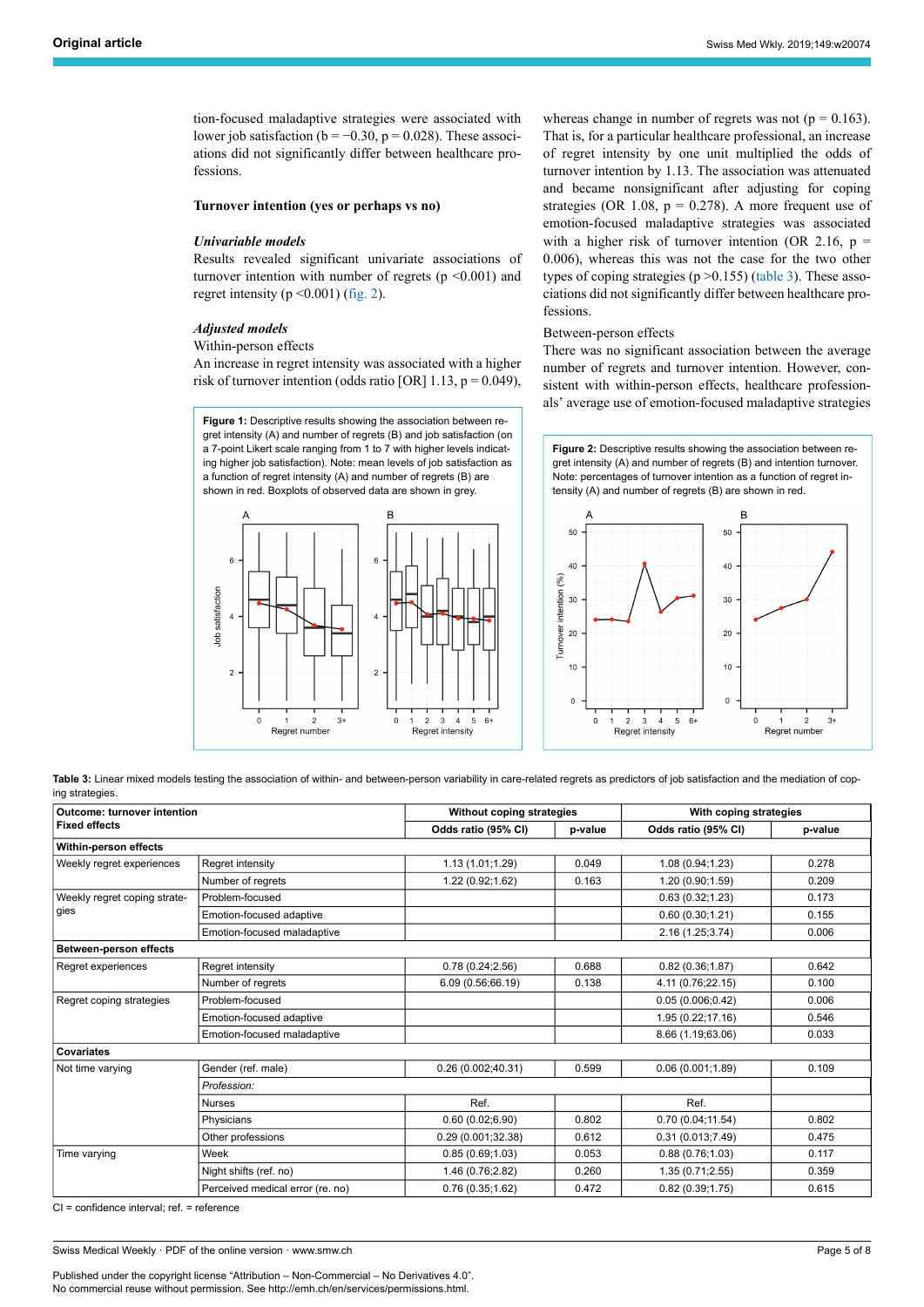tion-focused maladaptive strategies were associated with lower job satisfaction (b = −0.30, p = 0.028). These associations did not significantly differ between healthcare professions.

### Turnover intention (yes or perhaps vs no)

#### *Univariable models*

Results revealed significant univariate associations of turnover intention with number of regrets (p <0.001) and regret intensity (p <0.001) (fig. 2).

#### *Adjusted models*

Within-person effects

An increase in regret intensity was associated with a higher risk of turnover intention (odds ratio [OR] 1.13, p = 0.049), whereas change in number of regrets was not (p = 0.163). That is, for a particular healthcare professional, an increase of regret intensity by one unit multiplied the odds of turnover intention by 1.13. The association was attenuated and became nonsignificant after adjusting for coping strategies (OR 1.08, p = 0.278). A more frequent use of emotion-focused maladaptive strategies was associated with a higher risk of turnover intention (OR 2.16, p = 0.006), whereas this was not the case for the two other types of coping strategies (p >0.155) (table 3). These associations did not significantly differ between healthcare professions.

Between-person effects

There was no significant association between the average number of regrets and turnover intention. However, consistent with within-person effects, healthcare professionals' average use of emotion-focused maladaptive strategies

**Figure 1:** Descriptive results showing the association between regret intensity (A) and number of regrets (B) and job satisfaction (on a 7-point Likert scale ranging from 1 to 7 with higher levels indicating higher job satisfaction). Note: mean levels of job satisfaction as a function of regret intensity (A) and number of regrets (B) are shown in red. Boxplots of observed data are shown in grey.

**Figure 2:** Descriptive results showing the association between regret intensity (A) and number of regrets (B) and intention turnover. Note: percentages of turnover intention as a function of regret intensity (A) and number of regrets (B) are shown in red.

**Table 3:** Linear mixed models testing the association of within- and between-person variability in care-related regrets as predictors of job satisfaction and the mediation of coping strategies.

| Outcome: turnover intention<br>Fixed effects | | Without coping strategies | | With coping strategies | |
|---|---|---|---|---|---|
| | | Odds ratio (95% CI) | p-value | Odds ratio (95% CI) | p-value |
| **Within-person effects** | | | | | |
| Weekly regret experiences | Regret intensity | 1.13 (1.01;1.29) | 0.049 | 1.08 (0.94;1.23) | 0.278 |
| | Number of regrets | 1.22 (0.92;1.62) | 0.163 | 1.20 (0.90;1.59) | 0.209 |
| Weekly regret coping strategies | Problem-focused | | | 0.63 (0.32;1.23) | 0.173 |
| | Emotion-focused adaptive | | | 0.60 (0.30;1.21) | 0.155 |
| | Emotion-focused maladaptive | | | 2.16 (1.25;3.74) | 0.006 |
| **Between-person effects** | | | | | |
| Regret experiences | Regret intensity | 0.78 (0.24;2.56) | 0.688 | 0.82 (0.36;1.87) | 0.642 |
| | Number of regrets | 6.09 (0.56;66.19) | 0.138 | 4.11 (0.76;22.15) | 0.100 |
| Regret coping strategies | Problem-focused | | | 0.05 (0.006;0.42) | 0.006 |
| | Emotion-focused adaptive | | | 1.95 (0.22;17.16) | 0.546 |
| | Emotion-focused maladaptive | | | 8.66 (1.19;63.06) | 0.033 |
| **Covariates** | | | | | |
| Not time varying | Gender (ref. male) | 0.26 (0.002;40.31) | 0.599 | 0.06 (0.001;1.89) | 0.109 |
| | *Profession:* | | | | |
| | Nurses | Ref. | | Ref. | |
| | Physicians | 0.60 (0.02;6.90) | 0.802 | 0.70 (0.04;11.54) | 0.802 |
| | Other professions | 0.29 (0.001;32.38) | 0.612 | 0.31 (0.013;7.49) | 0.475 |
| Time varying | Week | 0.85 (0.69;1.03) | 0.053 | 0.88 (0.76;1.03) | 0.117 |
| | Night shifts (ref. no) | 1.46 (0.76;2.82) | 0.260 | 1.35 (0.71;2.55) | 0.359 |
| | Perceived medical error (re. no) | 0.76 (0.35;1.62) | 0.472 | 0.82 (0.39;1.75) | 0.615 |

CI = confidence interval; ref. = reference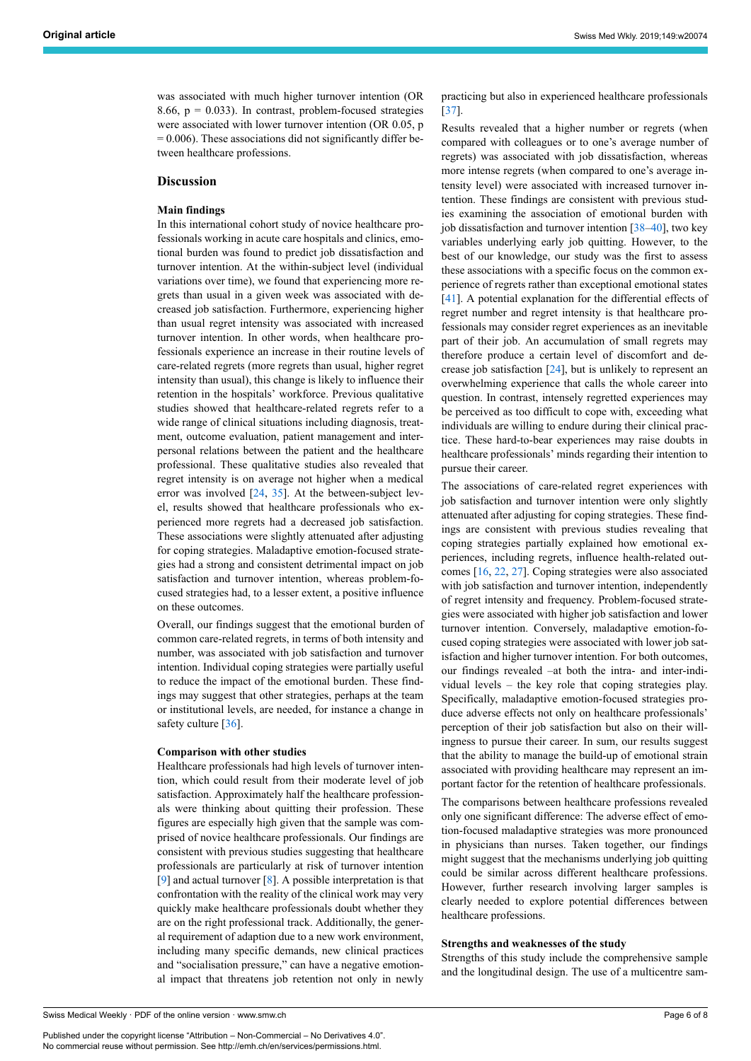was associated with much higher turnover intention (OR 8.66, $p = 0.033$). In contrast, problem-focused strategies were associated with lower turnover intention (OR 0.05, $p = 0.006$). These associations did not significantly differ between healthcare professions.

## Discussion

### Main findings

In this international cohort study of novice healthcare professionals working in acute care hospitals and clinics, emotional burden was found to predict job dissatisfaction and turnover intention. At the within-subject level (individual variations over time), we found that experiencing more regrets than usual in a given week was associated with decreased job satisfaction. Furthermore, experiencing higher than usual regret intensity was associated with increased turnover intention. In other words, when healthcare professionals experience an increase in their routine levels of care-related regrets (more regrets than usual, higher regret intensity than usual), this change is likely to influence their retention in the hospitals' workforce. Previous qualitative studies showed that healthcare-related regrets refer to a wide range of clinical situations including diagnosis, treatment, outcome evaluation, patient management and interpersonal relations between the patient and the healthcare professional. These qualitative studies also revealed that regret intensity is on average not higher when a medical error was involved [24, 35]. At the between-subject level, results showed that healthcare professionals who experienced more regrets had a decreased job satisfaction. These associations were slightly attenuated after adjusting for coping strategies. Maladaptive emotion-focused strategies had a strong and consistent detrimental impact on job satisfaction and turnover intention, whereas problem-focused strategies had, to a lesser extent, a positive influence on these outcomes.

Overall, our findings suggest that the emotional burden of common care-related regrets, in terms of both intensity and number, was associated with job satisfaction and turnover intention. Individual coping strategies were partially useful to reduce the impact of the emotional burden. These findings may suggest that other strategies, perhaps at the team or institutional levels, are needed, for instance a change in safety culture [36].

### Comparison with other studies

Healthcare professionals had high levels of turnover intention, which could result from their moderate level of job satisfaction. Approximately half the healthcare professionals were thinking about quitting their profession. These figures are especially high given that the sample was comprised of novice healthcare professionals. Our findings are consistent with previous studies suggesting that healthcare professionals are particularly at risk of turnover intention [9] and actual turnover [8]. A possible interpretation is that confrontation with the reality of the clinical work may very quickly make healthcare professionals doubt whether they are on the right professional track. Additionally, the general requirement of adaption due to a new work environment, including many specific demands, new clinical practices and "socialisation pressure," can have a negative emotional impact that threatens job retention not only in newly practicing but also in experienced healthcare professionals [37].

Results revealed that a higher number or regrets (when compared with colleagues or to one's average number of regrets) was associated with job dissatisfaction, whereas more intense regrets (when compared to one's average intensity level) were associated with increased turnover intention. These findings are consistent with previous studies examining the association of emotional burden with job dissatisfaction and turnover intention [38–40], two key variables underlying early job quitting. However, to the best of our knowledge, our study was the first to assess these associations with a specific focus on the common experience of regrets rather than exceptional emotional states [41]. A potential explanation for the differential effects of regret number and regret intensity is that healthcare professionals may consider regret experiences as an inevitable part of their job. An accumulation of small regrets may therefore produce a certain level of discomfort and decrease job satisfaction [24], but is unlikely to represent an overwhelming experience that calls the whole career into question. In contrast, intensely regretted experiences may be perceived as too difficult to cope with, exceeding what individuals are willing to endure during their clinical practice. These hard-to-bear experiences may raise doubts in healthcare professionals' minds regarding their intention to pursue their career.

The associations of care-related regret experiences with job satisfaction and turnover intention were only slightly attenuated after adjusting for coping strategies. These findings are consistent with previous studies revealing that coping strategies partially explained how emotional experiences, including regrets, influence health-related outcomes [16, 22, 27]. Coping strategies were also associated with job satisfaction and turnover intention, independently of regret intensity and frequency. Problem-focused strategies were associated with higher job satisfaction and lower turnover intention. Conversely, maladaptive emotion-focused coping strategies were associated with lower job satisfaction and higher turnover intention. For both outcomes, our findings revealed –at both the intra- and inter-individual levels – the key role that coping strategies play. Specifically, maladaptive emotion-focused strategies produce adverse effects not only on healthcare professionals' perception of their job satisfaction but also on their willingness to pursue their career. In sum, our results suggest that the ability to manage the build-up of emotional strain associated with providing healthcare may represent an important factor for the retention of healthcare professionals.

The comparisons between healthcare professions revealed only one significant difference: The adverse effect of emotion-focused maladaptive strategies was more pronounced in physicians than nurses. Taken together, our findings might suggest that the mechanisms underlying job quitting could be similar across different healthcare professions. However, further research involving larger samples is clearly needed to explore potential differences between healthcare professions.

### Strengths and weaknesses of the study

Strengths of this study include the comprehensive sample and the longitudinal design. The use of a multicentre sam-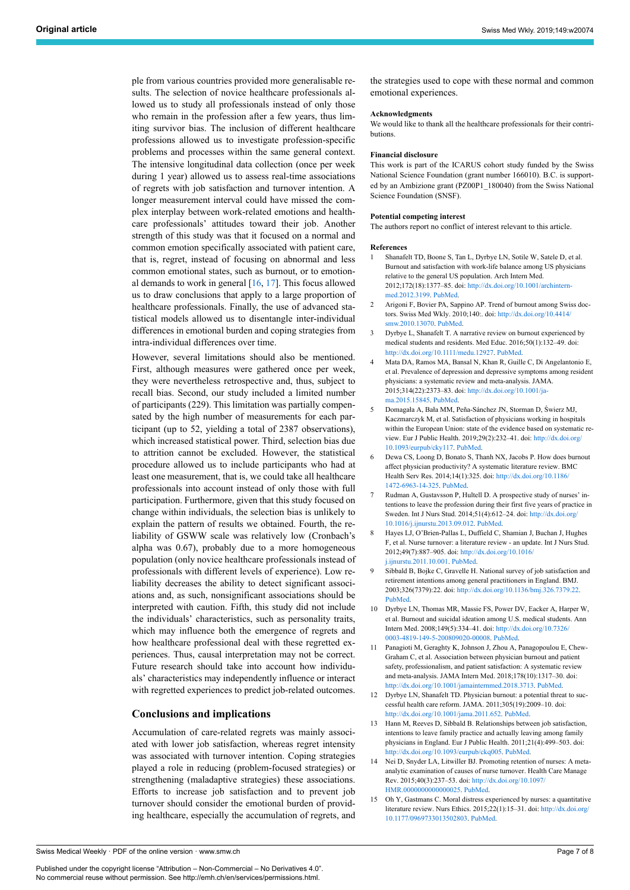ple from various countries provided more generalisable results. The selection of novice healthcare professionals allowed us to study all professionals instead of only those who remain in the profession after a few years, thus limiting survivor bias. The inclusion of different healthcare professions allowed us to investigate profession-specific problems and processes within the same general context. The intensive longitudinal data collection (once per week during 1 year) allowed us to assess real-time associations of regrets with job satisfaction and turnover intention. A longer measurement interval could have missed the complex interplay between work-related emotions and healthcare professionals' attitudes toward their job. Another strength of this study was that it focused on a normal and common emotion specifically associated with patient care, that is, regret, instead of focusing on abnormal and less common emotional states, such as burnout, or to emotional demands to work in general [16, 17]. This focus allowed us to draw conclusions that apply to a large proportion of healthcare professionals. Finally, the use of advanced statistical models allowed us to disentangle inter-individual differences in emotional burden and coping strategies from intra-individual differences over time.

However, several limitations should also be mentioned. First, although measures were gathered once per week, they were nevertheless retrospective and, thus, subject to recall bias. Second, our study included a limited number of participants (229). This limitation was partially compensated by the high number of measurements for each participant (up to 52, yielding a total of 2387 observations), which increased statistical power. Third, selection bias due to attrition cannot be excluded. However, the statistical procedure allowed us to include participants who had at least one measurement, that is, we could take all healthcare professionals into account instead of only those with full participation. Furthermore, given that this study focused on change within individuals, the selection bias is unlikely to explain the pattern of results we obtained. Fourth, the reliability of GSWW scale was relatively low (Cronbach's alpha was 0.67), probably due to a more homogeneous population (only novice healthcare professionals instead of professionals with different levels of experience). Low reliability decreases the ability to detect significant associations and, as such, nonsignificant associations should be interpreted with caution. Fifth, this study did not include the individuals' characteristics, such as personality traits, which may influence both the emergence of regrets and how healthcare professional deal with these regretted experiences. Thus, causal interpretation may not be correct. Future research should take into account how individuals' characteristics may independently influence or interact with regretted experiences to predict job-related outcomes.

## Conclusions and implications

Accumulation of care-related regrets was mainly associated with lower job satisfaction, whereas regret intensity was associated with turnover intention. Coping strategies played a role in reducing (problem-focused strategies) or strengthening (maladaptive strategies) these associations. Efforts to increase job satisfaction and to prevent job turnover should consider the emotional burden of providing healthcare, especially the accumulation of regrets, and the strategies used to cope with these normal and common emotional experiences.

#### Acknowledgments

We would like to thank all the healthcare professionals for their contributions.

#### Financial disclosure

This work is part of the ICARUS cohort study funded by the Swiss National Science Foundation (grant number 166010). B.C. is supported by an Ambizione grant (PZ00P1_180040) from the Swiss National Science Foundation (SNSF).

#### Potential competing interest

The authors report no conflict of interest relevant to this article.

#### References

1. Shanafelt TD, Boone S, Tan L, Dyrbye LN, Sotile W, Satele D, et al. Burnout and satisfaction with work-life balance among US physicians relative to the general US population. Arch Intern Med. 2012;172(18):1377–85. doi: http://dx.doi.org/10.1001/archinternmed.2012.3199. PubMed.
2. Arigoni F, Bovier PA, Sappino AP. Trend of burnout among Swiss doctors. Swiss Med Wkly. 2010;140:. doi: http://dx.doi.org/10.4414/smw.2010.13070. PubMed.
3. Dyrbye L, Shanafelt T. A narrative review on burnout experienced by medical students and residents. Med Educ. 2016;50(1):132–49. doi: http://dx.doi.org/10.1111/medu.12927. PubMed.
4. Mata DA, Ramos MA, Bansal N, Khan R, Guille C, Di Angelantonio E, et al. Prevalence of depression and depressive symptoms among resident physicians: a systematic review and meta-analysis. JAMA. 2015;314(22):2373–83. doi: http://dx.doi.org/10.1001/jama.2015.15845. PubMed.
5. Domagała A, Bała MM, Peña-Sánchez JN, Storman D, Świerz MJ, Kaczmarczyk M, et al. Satisfaction of physicians working in hospitals within the European Union: state of the evidence based on systematic review. Eur J Public Health. 2019;29(2):232–41. doi: http://dx.doi.org/10.1093/eurpub/cky117. PubMed.
6. Dewa CS, Loong D, Bonato S, Thanh NX, Jacobs P. How does burnout affect physician productivity? A systematic literature review. BMC Health Serv Res. 2014;14(1):325. doi: http://dx.doi.org/10.1186/1472-6963-14-325. PubMed.
7. Rudman A, Gustavsson P, Hultell D. A prospective study of nurses' intentions to leave the profession during their first five years of practice in Sweden. Int J Nurs Stud. 2014;51(4):612–24. doi: http://dx.doi.org/10.1016/j.ijnurstu.2013.09.012. PubMed.
8. Hayes LJ, O'Brien-Pallas L, Duffield C, Shamian J, Buchan J, Hughes F, et al. Nurse turnover: a literature review - an update. Int J Nurs Stud. 2012;49(7):887–905. doi: http://dx.doi.org/10.1016/j.ijnurstu.2011.10.001. PubMed.
9. Sibbald B, Bojke C, Gravelle H. National survey of job satisfaction and retirement intentions among general practitioners in England. BMJ. 2003;326(7379):22. doi: http://dx.doi.org/10.1136/bmj.326.7379.22. PubMed.
10. Dyrbye LN, Thomas MR, Massie FS, Power DV, Eacker A, Harper W, et al. Burnout and suicidal ideation among U.S. medical students. Ann Intern Med. 2008;149(5):334–41. doi: http://dx.doi.org/10.7326/0003-4819-149-5-200809020-00008. PubMed.
11. Panagioti M, Geraghty K, Johnson J, Zhou A, Panagopoulou E, Chew-Graham C, et al. Association between physician burnout and patient safety, professionalism, and patient satisfaction: A systematic review and meta-analysis. JAMA Intern Med. 2018;178(10):1317–30. doi: http://dx.doi.org/10.1001/jamainternmed.2018.3713. PubMed.
12. Dyrbye LN, Shanafelt TD. Physician burnout: a potential threat to successful health care reform. JAMA. 2011;305(19):2009–10. doi: http://dx.doi.org/10.1001/jama.2011.652. PubMed.
13. Hann M, Reeves D, Sibbald B. Relationships between job satisfaction, intentions to leave family practice and actually leaving among family physicians in England. Eur J Public Health. 2011;21(4):499–503. doi: http://dx.doi.org/10.1093/eurpub/ckq005. PubMed.
14. Nei D, Snyder LA, Litwiller BJ. Promoting retention of nurses: A meta-analytic examination of causes of nurse turnover. Health Care Manage Rev. 2015;40(3):237–53. doi: http://dx.doi.org/10.1097/HMR.0000000000000025. PubMed.
15. Oh Y, Gastmans C. Moral distress experienced by nurses: a quantitative literature review. Nurs Ethics. 2015;22(1):15–31. doi: http://dx.doi.org/10.1177/0969733013502803. PubMed.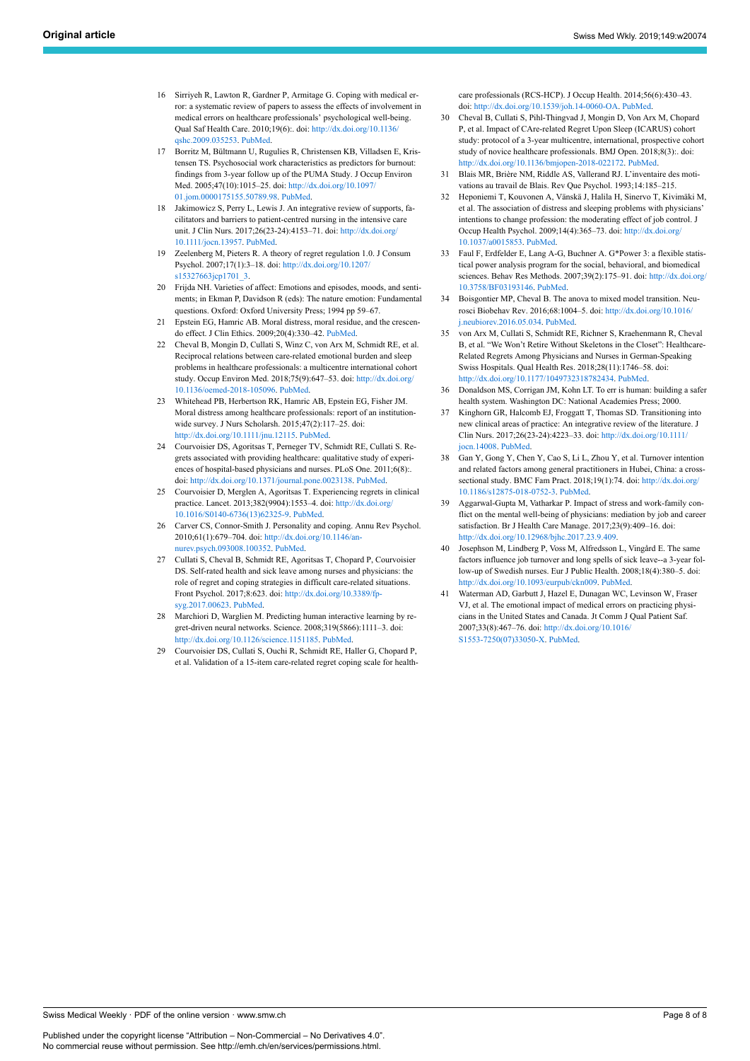16 Sirriyeh R, Lawton R, Gardner P, Armitage G. Coping with medical error: a systematic review of papers to assess the effects of involvement in medical errors on healthcare professionals' psychological well-being. Qual Saf Health Care. 2010;19(6):. doi: http://dx.doi.org/10.1136/qshc.2009.035253. PubMed.

17 Borritz M, Bültmann U, Rugulies R, Christensen KB, Villadsen E, Kristensen TS. Psychosocial work characteristics as predictors for burnout: findings from 3-year follow up of the PUMA Study. J Occup Environ Med. 2005;47(10):1015–25. doi: http://dx.doi.org/10.1097/01.jom.0000175155.50789.98. PubMed.

18 Jakimowicz S, Perry L, Lewis J. An integrative review of supports, facilitators and barriers to patient-centred nursing in the intensive care unit. J Clin Nurs. 2017;26(23-24):4153–71. doi: http://dx.doi.org/10.1111/jocn.13957. PubMed.

19 Zeelenberg M, Pieters R. A theory of regret regulation 1.0. J Consum Psychol. 2007;17(1):3–18. doi: http://dx.doi.org/10.1207/s15327663jcp1701_3.

20 Frijda NH. Varieties of affect: Emotions and episodes, moods, and sentiments; in Ekman P, Davidson R (eds): The nature emotion: Fundamental questions. Oxford: Oxford University Press; 1994 pp 59–67.

21 Epstein EG, Hamric AB. Moral distress, moral residue, and the crescendo effect. J Clin Ethics. 2009;20(4):330–42. PubMed.

22 Cheval B, Mongin D, Cullati S, Winz C, von Arx M, Schmidt RE, et al. Reciprocal relations between care-related emotional burden and sleep problems in healthcare professionals: a multicentre international cohort study. Occup Environ Med. 2018;75(9):647–53. doi: http://dx.doi.org/10.1136/oemed-2018-105096. PubMed.

23 Whitehead PB, Herbertson RK, Hamric AB, Epstein EG, Fisher JM. Moral distress among healthcare professionals: report of an institution-wide survey. J Nurs Scholarsh. 2015;47(2):117–25. doi: http://dx.doi.org/10.1111/jnu.12115. PubMed.

24 Courvoisier DS, Agoritsas T, Perneger TV, Schmidt RE, Cullati S. Regrets associated with providing healthcare: qualitative study of experiences of hospital-based physicians and nurses. PLoS One. 2011;6(8):. doi: http://dx.doi.org/10.1371/journal.pone.0023138. PubMed.

25 Courvoisier D, Merglen A, Agoritsas T. Experiencing regrets in clinical practice. Lancet. 2013;382(9904):1553–4. doi: http://dx.doi.org/10.1016/S0140-6736(13)62325-9. PubMed.

26 Carver CS, Connor-Smith J. Personality and coping. Annu Rev Psychol. 2010;61(1):679–704. doi: http://dx.doi.org/10.1146/annurev.psych.093008.100352. PubMed.

27 Cullati S, Cheval B, Schmidt RE, Agoritsas T, Chopard P, Courvoisier DS. Self-rated health and sick leave among nurses and physicians: the role of regret and coping strategies in difficult care-related situations. Front Psychol. 2017;8:623. doi: http://dx.doi.org/10.3389/fpsyg.2017.00623. PubMed.

28 Marchiori D, Warglien M. Predicting human interactive learning by regret-driven neural networks. Science. 2008;319(5866):1111–3. doi: http://dx.doi.org/10.1126/science.1151185. PubMed.

29 Courvoisier DS, Cullati S, Ouchi R, Schmidt RE, Haller G, Chopard P, et al. Validation of a 15-item care-related regret coping scale for health-care professionals (RCS-HCP). J Occup Health. 2014;56(6):430–43. doi: http://dx.doi.org/10.1539/joh.14-0060-OA. PubMed.

30 Cheval B, Cullati S, Pihl-Thingvad J, Mongin D, Von Arx M, Chopard P, et al. Impact of CAre-related Regret Upon Sleep (ICARUS) cohort study: protocol of a 3-year multicentre, international, prospective cohort study of novice healthcare professionals. BMJ Open. 2018;8(3):. doi: http://dx.doi.org/10.1136/bmjopen-2018-022172. PubMed.

31 Blais MR, Brière NM, Riddle AS, Vallerand RJ. L'inventaire des motivations au travail de Blais. Rev Que Psychol. 1993;14:185–215.

32 Heponiemi T, Kouvonen A, Vänskä J, Halila H, Sinervo T, Kivimäki M, et al. The association of distress and sleeping problems with physicians' intentions to change profession: the moderating effect of job control. J Occup Health Psychol. 2009;14(4):365–73. doi: http://dx.doi.org/10.1037/a0015853. PubMed.

33 Faul F, Erdfelder E, Lang A-G, Buchner A. G*Power 3: a flexible statistical power analysis program for the social, behavioral, and biomedical sciences. Behav Res Methods. 2007;39(2):175–91. doi: http://dx.doi.org/10.3758/BF03193146. PubMed.

34 Boisgontier MP, Cheval B. The anova to mixed model transition. Neurosci Biobehav Rev. 2016;68:1004–5. doi: http://dx.doi.org/10.1016/j.neubiorev.2016.05.034. PubMed.

35 von Arx M, Cullati S, Schmidt RE, Richner S, Kraehenmann R, Cheval B, et al. "We Won't Retire Without Skeletons in the Closet": Healthcare-Related Regrets Among Physicians and Nurses in German-Speaking Swiss Hospitals. Qual Health Res. 2018;28(11):1746–58. doi: http://dx.doi.org/10.1177/1049732318782434. PubMed.

36 Donaldson MS, Corrigan JM, Kohn LT. To err is human: building a safer health system. Washington DC: National Academies Press; 2000.

37 Kinghorn GR, Halcomb EJ, Froggatt T, Thomas SD. Transitioning into new clinical areas of practice: An integrative review of the literature. J Clin Nurs. 2017;26(23-24):4223–33. doi: http://dx.doi.org/10.1111/jocn.14008. PubMed.

38 Gan Y, Gong Y, Chen Y, Cao S, Li L, Zhou Y, et al. Turnover intention and related factors among general practitioners in Hubei, China: a cross-sectional study. BMC Fam Pract. 2018;19(1):74. doi: http://dx.doi.org/10.1186/s12875-018-0752-3. PubMed.

39 Aggarwal-Gupta M, Vatharkar P. Impact of stress and work-family conflict on the mental well-being of physicians: mediation by job and career satisfaction. Br J Health Care Manage. 2017;23(9):409–16. doi: http://dx.doi.org/10.12968/bjhc.2017.23.9.409.

40 Josephson M, Lindberg P, Voss M, Alfredsson L, Vingård E. The same factors influence job turnover and long spells of sick leave--a 3-year follow-up of Swedish nurses. Eur J Public Health. 2008;18(4):380–5. doi: http://dx.doi.org/10.1093/eurpub/ckn009. PubMed.

41 Waterman AD, Garbutt J, Hazel E, Dunagan WC, Levinson W, Fraser VJ, et al. The emotional impact of medical errors on practicing physicians in the United States and Canada. Jt Comm J Qual Patient Saf. 2007;33(8):467–76. doi: http://dx.doi.org/10.1016/S1553-7250(07)33050-X. PubMed.